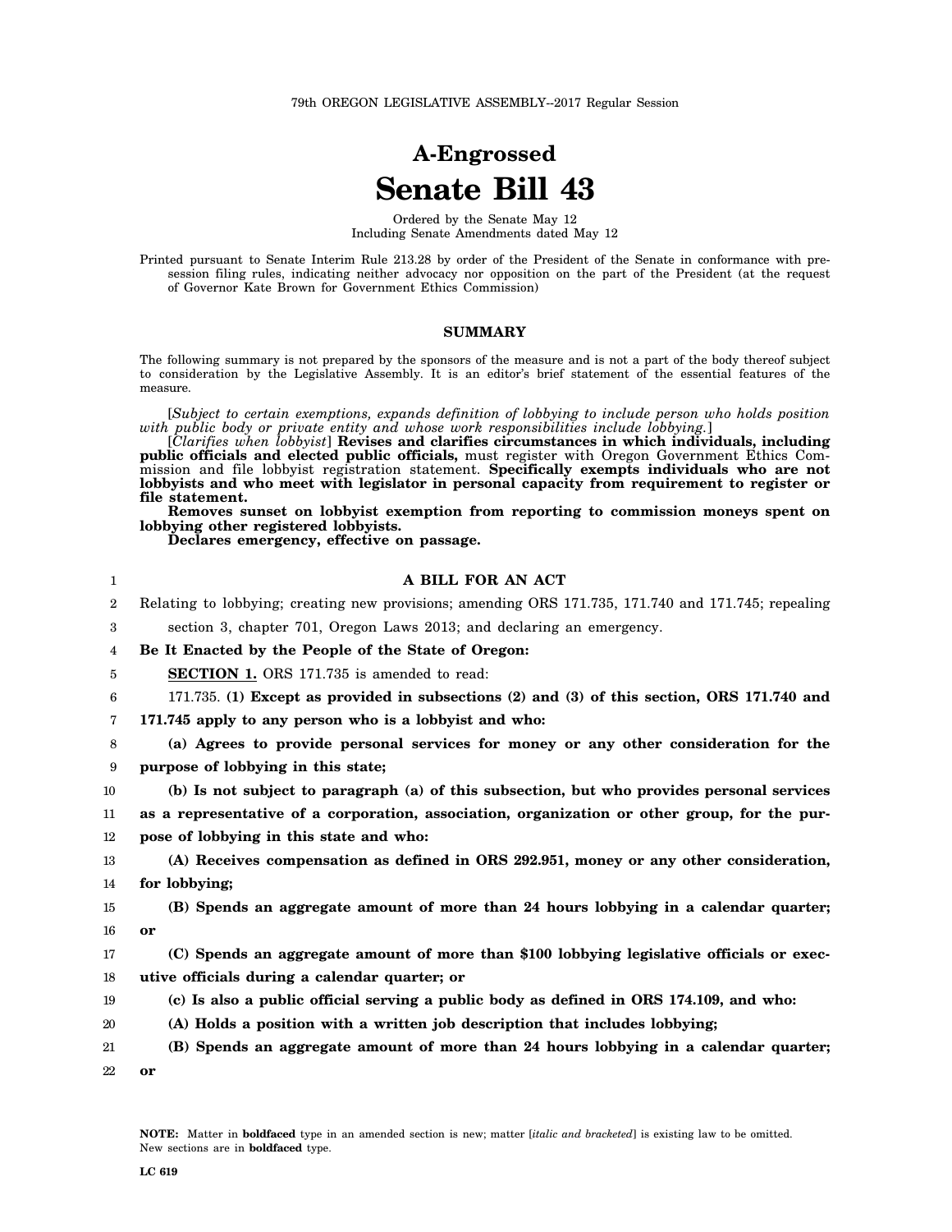79th OREGON LEGISLATIVE ASSEMBLY--2017 Regular Session

# A-Engrossed
# Senate Bill 43

Ordered by the Senate May 12
Including Senate Amendments dated May 12

Printed pursuant to Senate Interim Rule 213.28 by order of the President of the Senate in conformance with presession filing rules, indicating neither advocacy nor opposition on the part of the President (at the request of Governor Kate Brown for Government Ethics Commission)

## SUMMARY

The following summary is not prepared by the sponsors of the measure and is not a part of the body thereof subject to consideration by the Legislative Assembly. It is an editor's brief statement of the essential features of the measure.

[*Subject to certain exemptions, expands definition of lobbying to include person who holds position with public body or private entity and whose work responsibilities include lobbying.*]

[*Clarifies when lobbyist*] **Revises and clarifies circumstances in which individuals, including public officials and elected public officials,** must register with Oregon Government Ethics Commission and file lobbyist registration statement. **Specifically exempts individuals who are not lobbyists and who meet with legislator in personal capacity from requirement to register or file statement.**

**Removes sunset on lobbyist exemption from reporting to commission moneys spent on lobbying other registered lobbyists.**

**Declares emergency, effective on passage.**

1 **A BILL FOR AN ACT**

2 Relating to lobbying; creating new provisions; amending ORS 171.735, 171.740 and 171.745; repealing
3 section 3, chapter 701, Oregon Laws 2013; and declaring an emergency.

4 **Be It Enacted by the People of the State of Oregon:**

5 **SECTION 1.** ORS 171.735 is amended to read:

6 171.735. **(1) Except as provided in subsections (2) and (3) of this section, ORS 171.740 and**
7 **171.745 apply to any person who is a lobbyist and who:**

8 **(a) Agrees to provide personal services for money or any other consideration for the**
9 **purpose of lobbying in this state;**

10 **(b) Is not subject to paragraph (a) of this subsection, but who provides personal services**
11 **as a representative of a corporation, association, organization or other group, for the pur-**
12 **pose of lobbying in this state and who:**

13 **(A) Receives compensation as defined in ORS 292.951, money or any other consideration,**
14 **for lobbying;**

15 **(B) Spends an aggregate amount of more than 24 hours lobbying in a calendar quarter;**
16 **or**

17 **(C) Spends an aggregate amount of more than $100 lobbying legislative officials or exec-**
18 **utive officials during a calendar quarter; or**

19 **(c) Is also a public official serving a public body as defined in ORS 174.109, and who:**

20 **(A) Holds a position with a written job description that includes lobbying;**

21 **(B) Spends an aggregate amount of more than 24 hours lobbying in a calendar quarter;**
22 **or**

**NOTE:** Matter in **boldfaced** type in an amended section is new; matter [*italic and bracketed*] is existing law to be omitted. New sections are in **boldfaced** type.

LC 619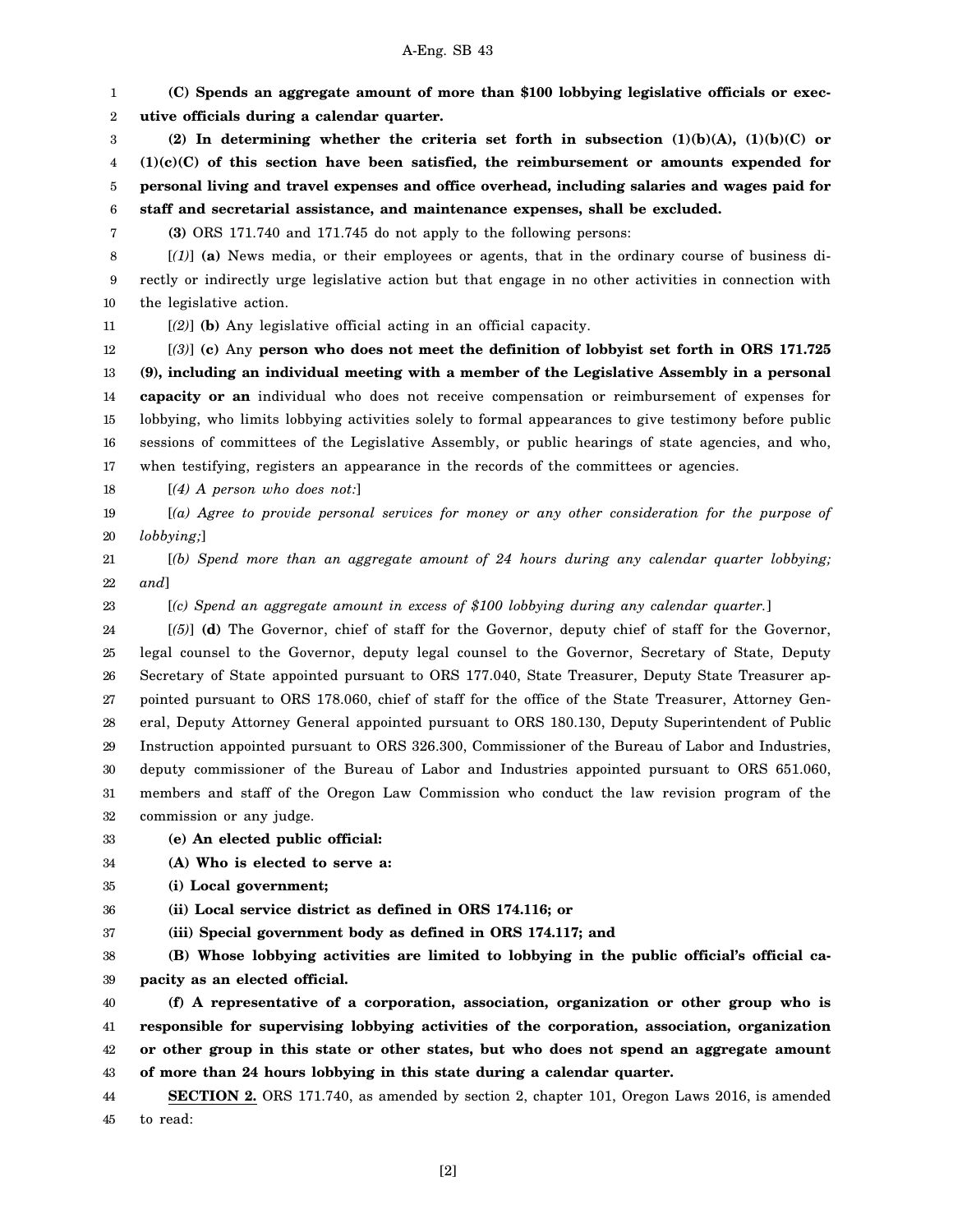**(C) Spends an aggregate amount of more than $100 lobbying legislative officials or executive officials during a calendar quarter.**

**(2) In determining whether the criteria set forth in subsection (1)(b)(A), (1)(b)(C) or (1)(c)(C) of this section have been satisfied, the reimbursement or amounts expended for personal living and travel expenses and office overhead, including salaries and wages paid for staff and secretarial assistance, and maintenance expenses, shall be excluded.**

**(3)** ORS 171.740 and 171.745 do not apply to the following persons:

[*(1)*] **(a)** News media, or their employees or agents, that in the ordinary course of business directly or indirectly urge legislative action but that engage in no other activities in connection with the legislative action.

[*(2)*] **(b)** Any legislative official acting in an official capacity.

[*(3)*] **(c)** Any **person who does not meet the definition of lobbyist set forth in ORS 171.725 (9), including an individual meeting with a member of the Legislative Assembly in a personal capacity or an** individual who does not receive compensation or reimbursement of expenses for lobbying, who limits lobbying activities solely to formal appearances to give testimony before public sessions of committees of the Legislative Assembly, or public hearings of state agencies, and who, when testifying, registers an appearance in the records of the committees or agencies.

[*(4) A person who does not:*]

[*(a) Agree to provide personal services for money or any other consideration for the purpose of lobbying;*]

[*(b) Spend more than an aggregate amount of 24 hours during any calendar quarter lobbying; and*]

[*(c) Spend an aggregate amount in excess of $100 lobbying during any calendar quarter.*]

[*(5)*] **(d)** The Governor, chief of staff for the Governor, deputy chief of staff for the Governor, legal counsel to the Governor, deputy legal counsel to the Governor, Secretary of State, Deputy Secretary of State appointed pursuant to ORS 177.040, State Treasurer, Deputy State Treasurer appointed pursuant to ORS 178.060, chief of staff for the office of the State Treasurer, Attorney General, Deputy Attorney General appointed pursuant to ORS 180.130, Deputy Superintendent of Public Instruction appointed pursuant to ORS 326.300, Commissioner of the Bureau of Labor and Industries, deputy commissioner of the Bureau of Labor and Industries appointed pursuant to ORS 651.060, members and staff of the Oregon Law Commission who conduct the law revision program of the commission or any judge.

**(e) An elected public official:**

**(A) Who is elected to serve a:**

**(i) Local government;**

**(ii) Local service district as defined in ORS 174.116; or**

**(iii) Special government body as defined in ORS 174.117; and**

**(B) Whose lobbying activities are limited to lobbying in the public official's official capacity as an elected official.**

**(f) A representative of a corporation, association, organization or other group who is responsible for supervising lobbying activities of the corporation, association, organization or other group in this state or other states, but who does not spend an aggregate amount of more than 24 hours lobbying in this state during a calendar quarter.**

**SECTION 2.** ORS 171.740, as amended by section 2, chapter 101, Oregon Laws 2016, is amended to read: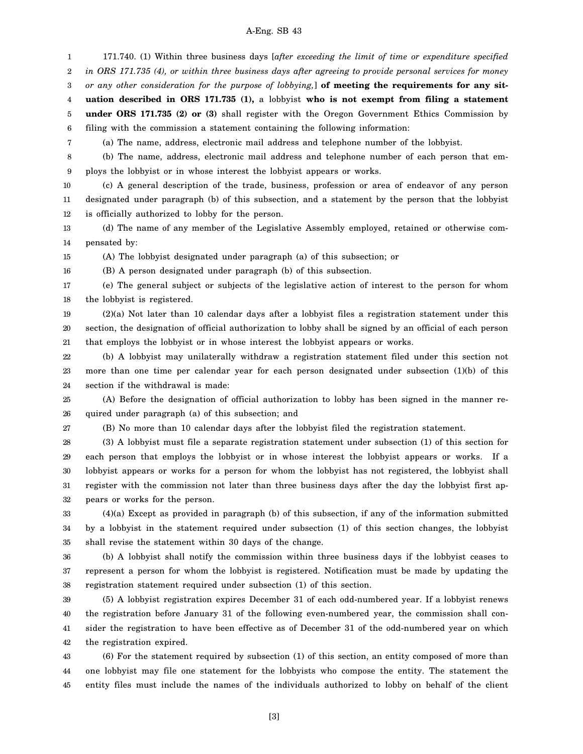171.740. (1) Within three business days [*after exceeding the limit of time or expenditure specified in ORS 171.735 (4), or within three business days after agreeing to provide personal services for money or any other consideration for the purpose of lobbying,*] **of meeting the requirements for any situation described in ORS 171.735 (1),** a lobbyist **who is not exempt from filing a statement under ORS 171.735 (2) or (3)** shall register with the Oregon Government Ethics Commission by filing with the commission a statement containing the following information:

(a) The name, address, electronic mail address and telephone number of the lobbyist.

(b) The name, address, electronic mail address and telephone number of each person that employs the lobbyist or in whose interest the lobbyist appears or works.

(c) A general description of the trade, business, profession or area of endeavor of any person designated under paragraph (b) of this subsection, and a statement by the person that the lobbyist is officially authorized to lobby for the person.

(d) The name of any member of the Legislative Assembly employed, retained or otherwise compensated by:

(A) The lobbyist designated under paragraph (a) of this subsection; or

(B) A person designated under paragraph (b) of this subsection.

(e) The general subject or subjects of the legislative action of interest to the person for whom the lobbyist is registered.

(2)(a) Not later than 10 calendar days after a lobbyist files a registration statement under this section, the designation of official authorization to lobby shall be signed by an official of each person that employs the lobbyist or in whose interest the lobbyist appears or works.

(b) A lobbyist may unilaterally withdraw a registration statement filed under this section not more than one time per calendar year for each person designated under subsection (1)(b) of this section if the withdrawal is made:

(A) Before the designation of official authorization to lobby has been signed in the manner required under paragraph (a) of this subsection; and

(B) No more than 10 calendar days after the lobbyist filed the registration statement.

(3) A lobbyist must file a separate registration statement under subsection (1) of this section for each person that employs the lobbyist or in whose interest the lobbyist appears or works. If a lobbyist appears or works for a person for whom the lobbyist has not registered, the lobbyist shall register with the commission not later than three business days after the day the lobbyist first appears or works for the person.

(4)(a) Except as provided in paragraph (b) of this subsection, if any of the information submitted by a lobbyist in the statement required under subsection (1) of this section changes, the lobbyist shall revise the statement within 30 days of the change.

(b) A lobbyist shall notify the commission within three business days if the lobbyist ceases to represent a person for whom the lobbyist is registered. Notification must be made by updating the registration statement required under subsection (1) of this section.

(5) A lobbyist registration expires December 31 of each odd-numbered year. If a lobbyist renews the registration before January 31 of the following even-numbered year, the commission shall consider the registration to have been effective as of December 31 of the odd-numbered year on which the registration expired.

(6) For the statement required by subsection (1) of this section, an entity composed of more than one lobbyist may file one statement for the lobbyists who compose the entity. The statement the entity files must include the names of the individuals authorized to lobby on behalf of the client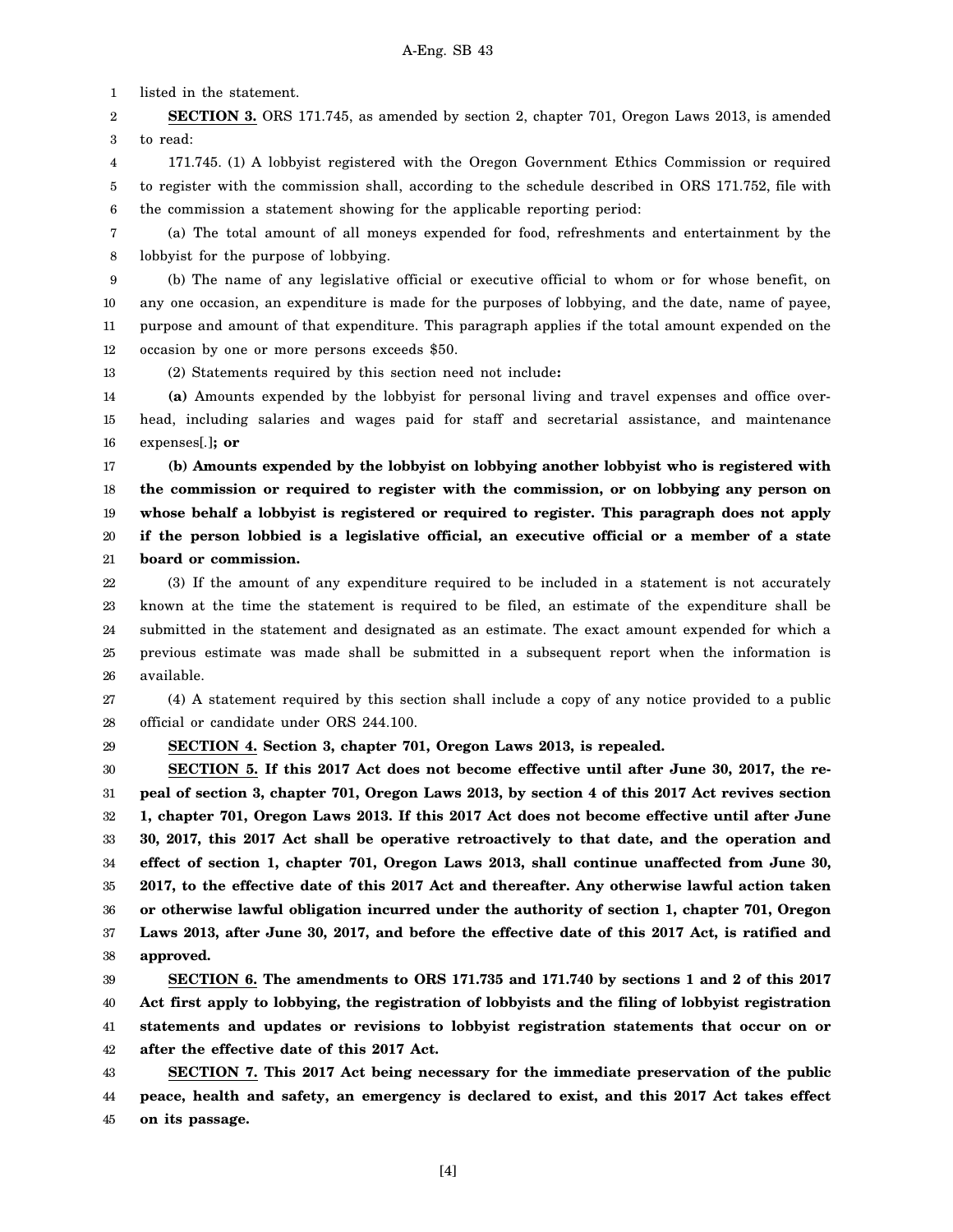listed in the statement.

**SECTION 3.** ORS 171.745, as amended by section 2, chapter 701, Oregon Laws 2013, is amended to read:

171.745. (1) A lobbyist registered with the Oregon Government Ethics Commission or required to register with the commission shall, according to the schedule described in ORS 171.752, file with the commission a statement showing for the applicable reporting period:

(a) The total amount of all moneys expended for food, refreshments and entertainment by the lobbyist for the purpose of lobbying.

(b) The name of any legislative official or executive official to whom or for whose benefit, on any one occasion, an expenditure is made for the purposes of lobbying, and the date, name of payee, purpose and amount of that expenditure. This paragraph applies if the total amount expended on the occasion by one or more persons exceeds $50.

(2) Statements required by this section need not include**:**

**(a)** Amounts expended by the lobbyist for personal living and travel expenses and office overhead, including salaries and wages paid for staff and secretarial assistance, and maintenance expenses[.]**; or**

**(b) Amounts expended by the lobbyist on lobbying another lobbyist who is registered with the commission or required to register with the commission, or on lobbying any person on whose behalf a lobbyist is registered or required to register. This paragraph does not apply if the person lobbied is a legislative official, an executive official or a member of a state board or commission.**

(3) If the amount of any expenditure required to be included in a statement is not accurately known at the time the statement is required to be filed, an estimate of the expenditure shall be submitted in the statement and designated as an estimate. The exact amount expended for which a previous estimate was made shall be submitted in a subsequent report when the information is available.

(4) A statement required by this section shall include a copy of any notice provided to a public official or candidate under ORS 244.100.

**SECTION 4. Section 3, chapter 701, Oregon Laws 2013, is repealed.**

**SECTION 5. If this 2017 Act does not become effective until after June 30, 2017, the repeal of section 3, chapter 701, Oregon Laws 2013, by section 4 of this 2017 Act revives section 1, chapter 701, Oregon Laws 2013. If this 2017 Act does not become effective until after June 30, 2017, this 2017 Act shall be operative retroactively to that date, and the operation and effect of section 1, chapter 701, Oregon Laws 2013, shall continue unaffected from June 30, 2017, to the effective date of this 2017 Act and thereafter. Any otherwise lawful action taken or otherwise lawful obligation incurred under the authority of section 1, chapter 701, Oregon Laws 2013, after June 30, 2017, and before the effective date of this 2017 Act, is ratified and approved.**

**SECTION 6. The amendments to ORS 171.735 and 171.740 by sections 1 and 2 of this 2017 Act first apply to lobbying, the registration of lobbyists and the filing of lobbyist registration statements and updates or revisions to lobbyist registration statements that occur on or after the effective date of this 2017 Act.**

**SECTION 7. This 2017 Act being necessary for the immediate preservation of the public peace, health and safety, an emergency is declared to exist, and this 2017 Act takes effect on its passage.**